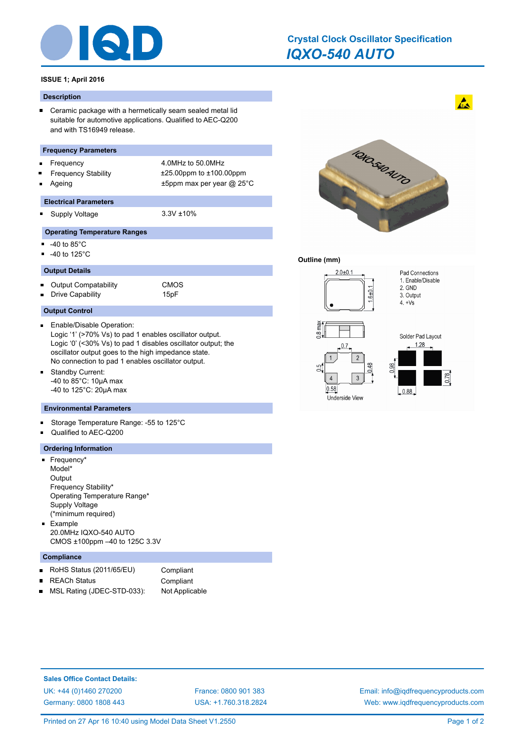# Crystal Clock Oscillator Specification

## *IQXO-540 AUTO*

**ISSUE 1; April 2016**

### Description

- Ceramic package with a hermetically seam sealed metal lid suitable for automotive applications. Qualified to AEC-Q200 and with TS16949 release.

### Frequency Parameters

| | |
|---|---|
| Frequency | 4.0MHz to 50.0MHz |
| Frequency Stability | ±25.00ppm to ±100.00ppm |
| Ageing | ±5ppm max per year @ 25°C |

### Electrical Parameters

| | |
|---|---|
| Supply Voltage | 3.3V ±10% |

### Operating Temperature Ranges

- -40 to 85°C
- -40 to 125°C

### Output Details

| | |
|---|---|
| Output Compatability | CMOS |
| Drive Capability | 15pF |

### Output Control

- Enable/Disable Operation:
  Logic '1' (>70% Vs) to pad 1 enables oscillator output.
  Logic '0' (<30% Vs) to pad 1 disables oscillator output; the oscillator output goes to the high impedance state.
  No connection to pad 1 enables oscillator output.
- Standby Current:
  -40 to 85°C: 10µA max
  -40 to 125°C: 20µA max

### Environmental Parameters

- Storage Temperature Range: -55 to 125°C
- Qualified to AEC-Q200

### Ordering Information

- Frequency*
  Model*
  Output
  Frequency Stability*
  Operating Temperature Range*
  Supply Voltage
  (*minimum required)
- Example
  20.0MHz IQXO-540 AUTO
  CMOS ±100ppm –40 to 125C 3.3V

### Compliance

| | |
|---|---|
| RoHS Status (2011/65/EU) | Compliant |
| REACh Status | Compliant |
| MSL Rating (JDEC-STD-033): | Not Applicable |

**Outline (mm)**

2.0±0.1
1.6±0.1
0.8 max

Pad Connections
1. Enable/Disable
2. GND
3. Output
4. +Vs

0.7
0.5
0.48
0.58
Underside View

Solder Pad Layout
1.28
0.98
0.78
0.88

**Sales Office Contact Details:**

UK: +44 (0)1460 270200
Germany: 0800 1808 443
France: 0800 901 383
USA: +1.760.318.2824
Email: info@iqdfrequencyproducts.com
Web: www.iqdfrequencyproducts.com

Printed on 27 Apr 16 10:40 using Model Data Sheet V1.2550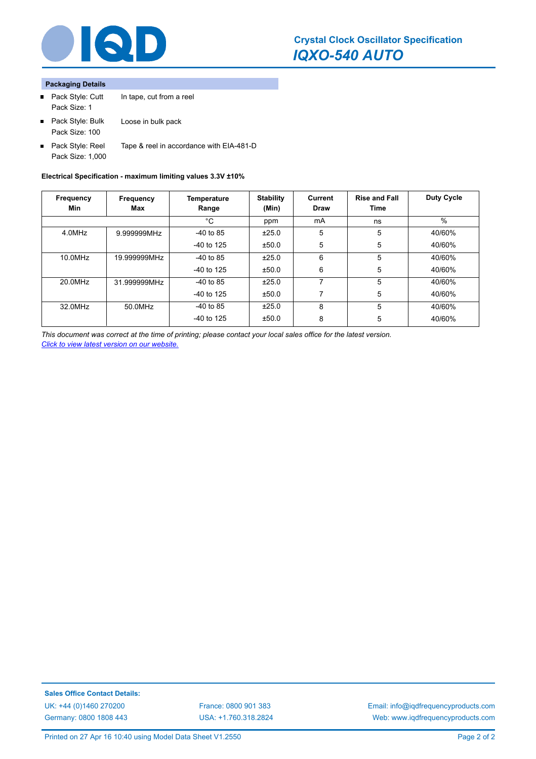## Packaging Details

- Pack Style: Cutt — In tape, cut from a reel
  Pack Size: 1
- Pack Style: Bulk — Loose in bulk pack
  Pack Size: 100
- Pack Style: Reel — Tape & reel in accordance with EIA-481-D
  Pack Size: 1,000

**Electrical Specification - maximum limiting values 3.3V ±10%**

| Frequency Min | Frequency Max | Temperature Range | Stability (Min) | Current Draw | Rise and Fall Time | Duty Cycle |
|---|---|---|---|---|---|---|
| | | °C | ppm | mA | ns | % |
| 4.0MHz | 9.999999MHz | -40 to 85 | ±25.0 | 5 | 5 | 40/60% |
| | | -40 to 125 | ±50.0 | 5 | 5 | 40/60% |
| 10.0MHz | 19.999999MHz | -40 to 85 | ±25.0 | 6 | 5 | 40/60% |
| | | -40 to 125 | ±50.0 | 6 | 5 | 40/60% |
| 20.0MHz | 31.999999MHz | -40 to 85 | ±25.0 | 7 | 5 | 40/60% |
| | | -40 to 125 | ±50.0 | 7 | 5 | 40/60% |
| 32.0MHz | 50.0MHz | -40 to 85 | ±25.0 | 8 | 5 | 40/60% |
| | | -40 to 125 | ±50.0 | 8 | 5 | 40/60% |

*This document was correct at the time of printing; please contact your local sales office for the latest version.*
*Click to view latest version on our website.*

**Sales Office Contact Details:**

UK: +44 (0)1460 270200
Germany: 0800 1808 443
France: 0800 901 383
USA: +1.760.318.2824
Email: info@iqdfrequencyproducts.com
Web: www.iqdfrequencyproducts.com

Printed on 27 Apr 16 10:40 using Model Data Sheet V1.2550